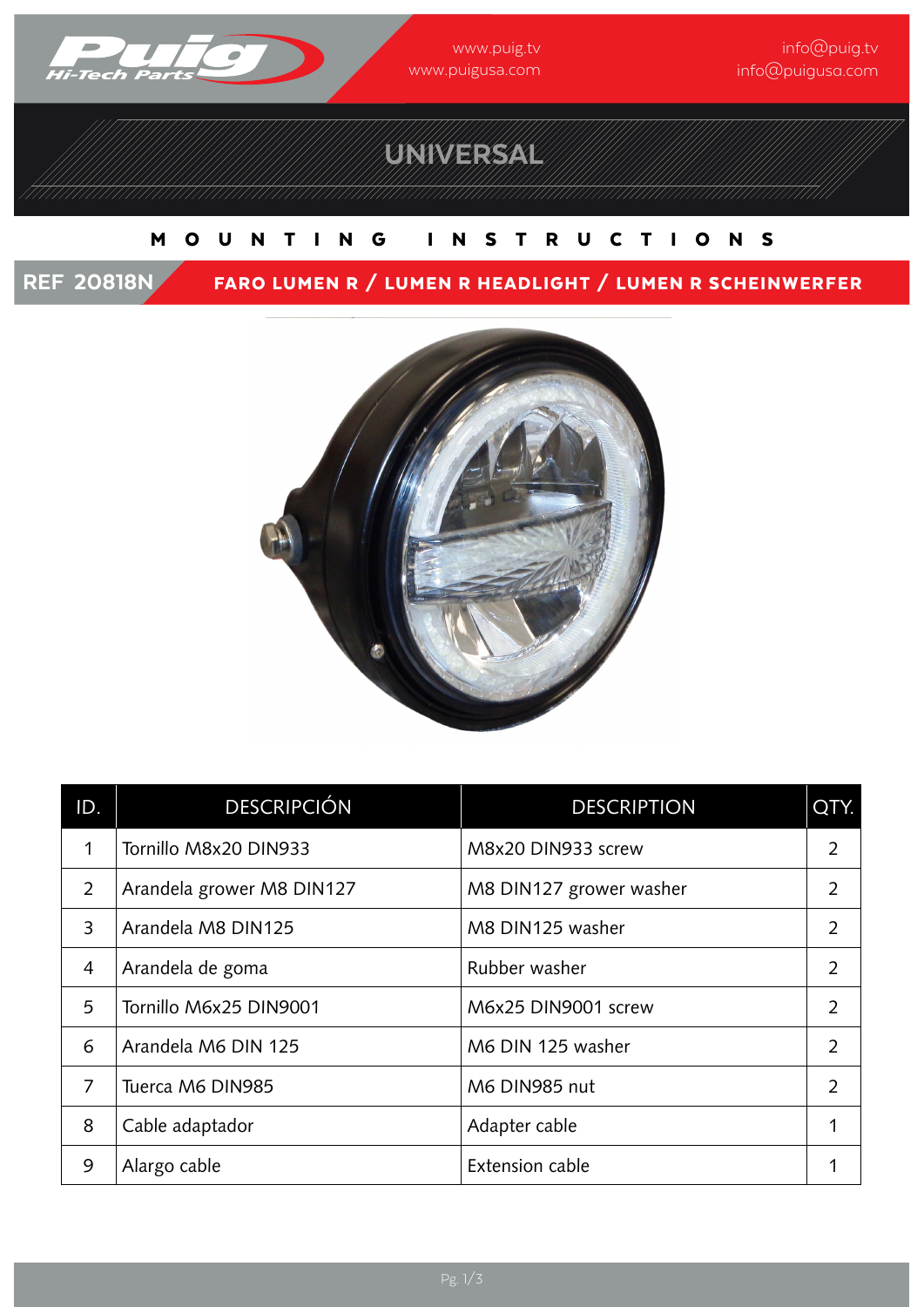Puig Hi-Tech Parts

www.puig.tv
www.puigusa.com

info@puig.tv
info@puigusa.com

# UNIVERSAL

## MOUNTING INSTRUCTIONS

**REF 20818N** — **FARO LUMEN R / LUMEN R HEADLIGHT / LUMEN R SCHEINWERFER**

| ID. | DESCRIPCIÓN | DESCRIPTION | QTY. |
|---|---|---|---|
| 1 | Tornillo M8x20 DIN933 | M8x20 DIN933 screw | 2 |
| 2 | Arandela grower M8 DIN127 | M8 DIN127 grower washer | 2 |
| 3 | Arandela M8 DIN125 | M8 DIN125 washer | 2 |
| 4 | Arandela de goma | Rubber washer | 2 |
| 5 | Tornillo M6x25 DIN9001 | M6x25 DIN9001 screw | 2 |
| 6 | Arandela M6 DIN 125 | M6 DIN 125 washer | 2 |
| 7 | Tuerca M6 DIN985 | M6 DIN985 nut | 2 |
| 8 | Cable adaptador | Adapter cable | 1 |
| 9 | Alargo cable | Extension cable | 1 |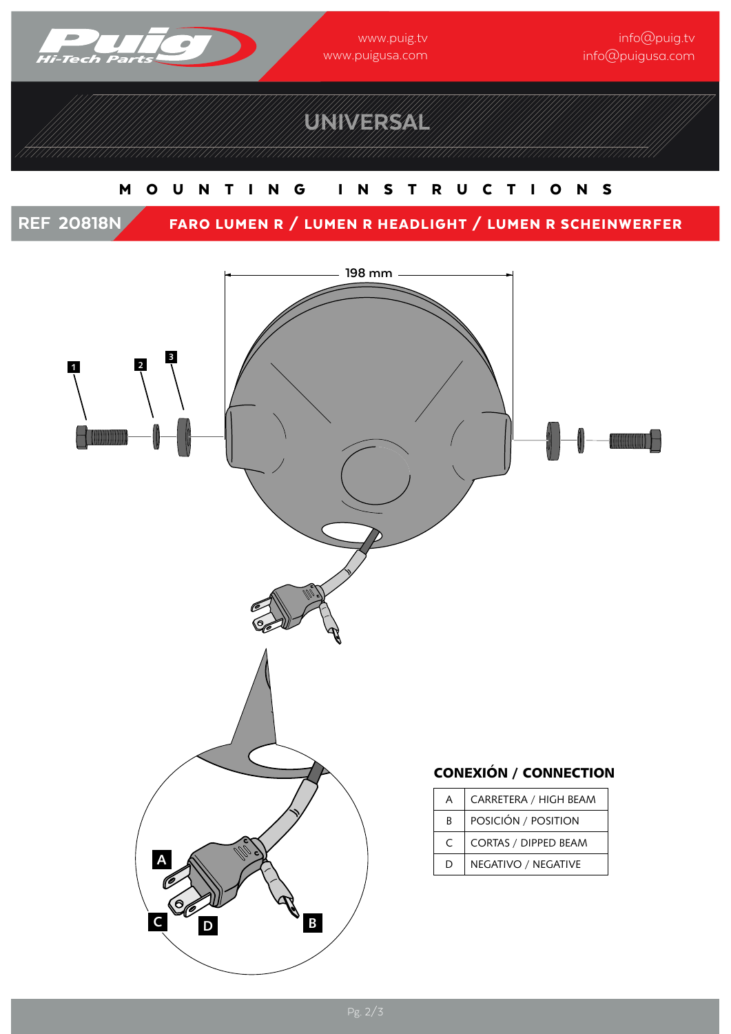www.puig.tv
www.puigusa.com

info@puig.tv
info@puigusa.com

# UNIVERSAL

## MOUNTING INSTRUCTIONS

**REF 20818N** — **FARO LUMEN R / LUMEN R HEADLIGHT / LUMEN R SCHEINWERFER**

198 mm

1 2 3

A B C D

### CONEXIÓN / CONNECTION

| | |
|---|---|
| A | CARRETERA / HIGH BEAM |
| B | POSICIÓN / POSITION |
| C | CORTAS / DIPPED BEAM |
| D | NEGATIVO / NEGATIVE |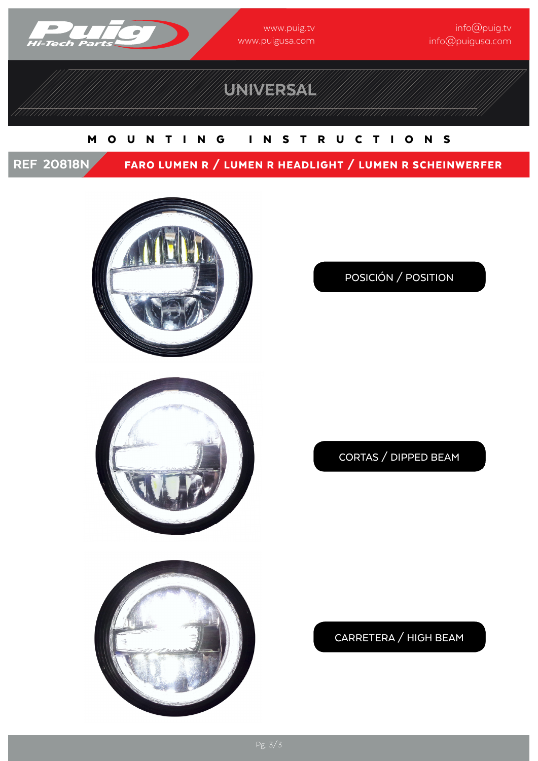www.puig.tv
www.puigusa.com

info@puig.tv
info@puigusa.com

# UNIVERSAL

## MOUNTING INSTRUCTIONS

**REF 20818N** — **FARO LUMEN R / LUMEN R HEADLIGHT / LUMEN R SCHEINWERFER**

POSICIÓN / POSITION

CORTAS / DIPPED BEAM

CARRETERA / HIGH BEAM